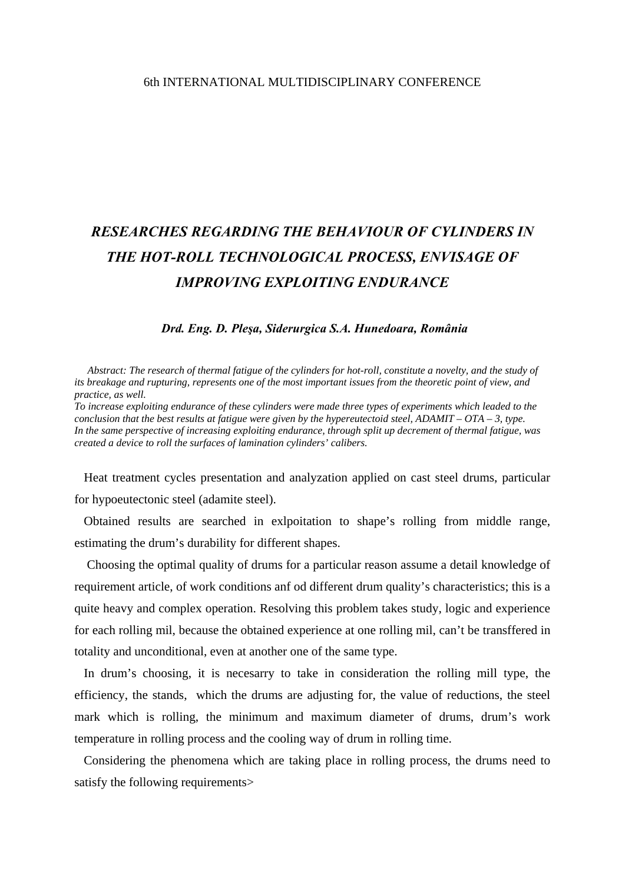6th INTERNATIONAL MULTIDISCIPLINARY CONFERENCE

# *RESEARCHES REGARDING THE BEHAVIOUR OF CYLINDERS IN THE HOT-ROLL TECHNOLOGICAL PROCESS, ENVISAGE OF IMPROVING EXPLOITING ENDURANCE*

***Drd. Eng. D. Pleşa, Siderurgica S.A. Hunedoara, România***

*Abstract: The research of thermal fatigue of the cylinders for hot-roll, constitute a novelty, and the study of its breakage and rupturing, represents one of the most important issues from the theoretic point of view, and practice, as well.*
*To increase exploiting endurance of these cylinders were made three types of experiments which leaded to the conclusion that the best results at fatigue were given by the hypereutectoid steel, ADAMIT – OTA – 3, type.*
*In the same perspective of increasing exploiting endurance, through split up decrement of thermal fatigue, was created a device to roll the surfaces of lamination cylinders' calibers.*

Heat treatment cycles presentation and analyzation applied on cast steel drums, particular for hypoeutectonic steel (adamite steel).

Obtained results are searched in exlpoitation to shape's rolling from middle range, estimating the drum's durability for different shapes.

Choosing the optimal quality of drums for a particular reason assume a detail knowledge of requirement article, of work conditions anf od different drum quality's characteristics; this is a quite heavy and complex operation. Resolving this problem takes study, logic and experience for each rolling mil, because the obtained experience at one rolling mil, can't be transffered in totality and unconditional, even at another one of the same type.

In drum's choosing, it is necesarry to take in consideration the rolling mill type, the efficiency, the stands, which the drums are adjusting for, the value of reductions, the steel mark which is rolling, the minimum and maximum diameter of drums, drum's work temperature in rolling process and the cooling way of drum in rolling time.

Considering the phenomena which are taking place in rolling process, the drums need to satisfy the following requirements>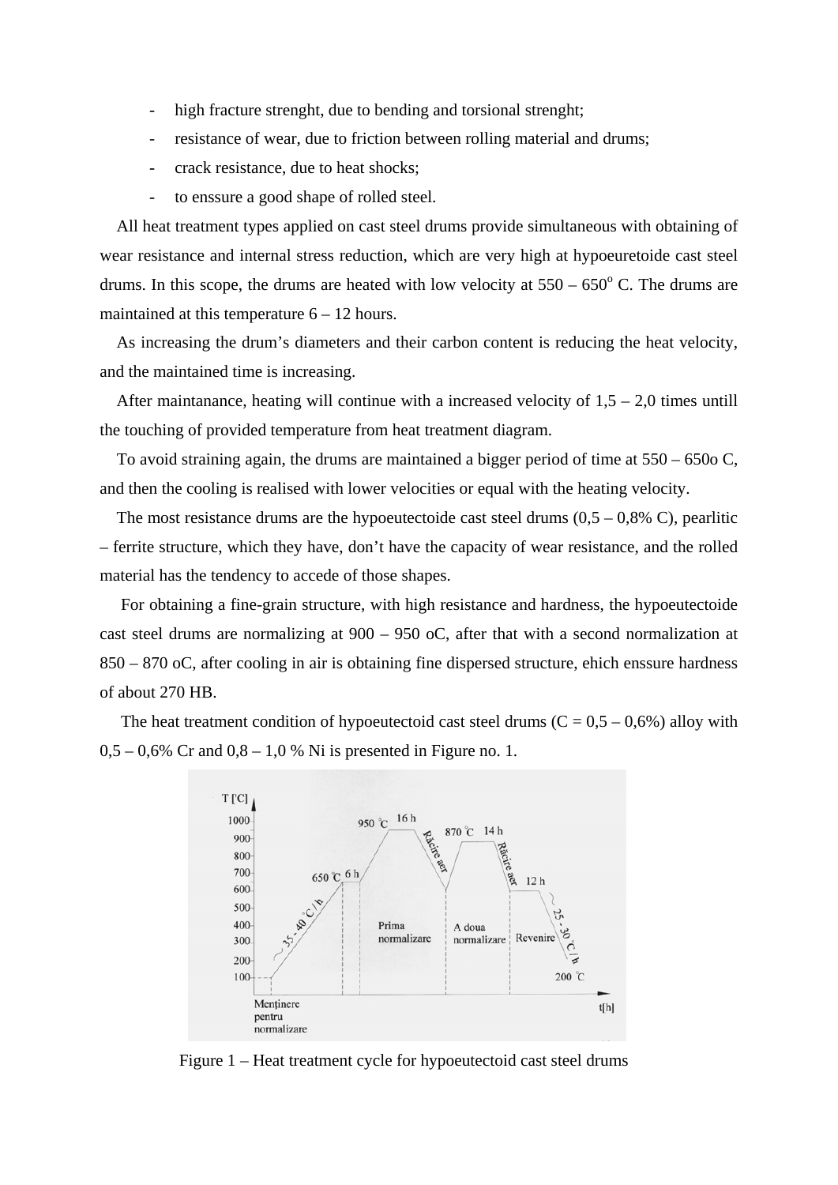- high fracture strenght, due to bending and torsional strenght;
- resistance of wear, due to friction between rolling material and drums;
- crack resistance, due to heat shocks;
- to enssure a good shape of rolled steel.

All heat treatment types applied on cast steel drums provide simultaneous with obtaining of wear resistance and internal stress reduction, which are very high at hypoeuretoide cast steel drums. In this scope, the drums are heated with low velocity at 550 – 650$^{o}$ C. The drums are maintained at this temperature 6 – 12 hours.

As increasing the drum's diameters and their carbon content is reducing the heat velocity, and the maintained time is increasing.

After maintanance, heating will continue with a increased velocity of 1,5 – 2,0 times untill the touching of provided temperature from heat treatment diagram.

To avoid straining again, the drums are maintained a bigger period of time at 550 – 650o C, and then the cooling is realised with lower velocities or equal with the heating velocity.

The most resistance drums are the hypoeutectoide cast steel drums (0,5 – 0,8% C), pearlitic – ferrite structure, which they have, don't have the capacity of wear resistance, and the rolled material has the tendency to accede of those shapes.

For obtaining a fine-grain structure, with high resistance and hardness, the hypoeutectoide cast steel drums are normalizing at 900 – 950 oC, after that with a second normalization at 850 – 870 oC, after cooling in air is obtaining fine dispersed structure, ehich enssure hardness of about 270 HB.

The heat treatment condition of hypoeutectoid cast steel drums (C = 0,5 – 0,6%) alloy with 0,5 – 0,6% Cr and 0,8 – 1,0 % Ni is presented in Figure no. 1.

Figure 1 – Heat treatment cycle for hypoeutectoid cast steel drums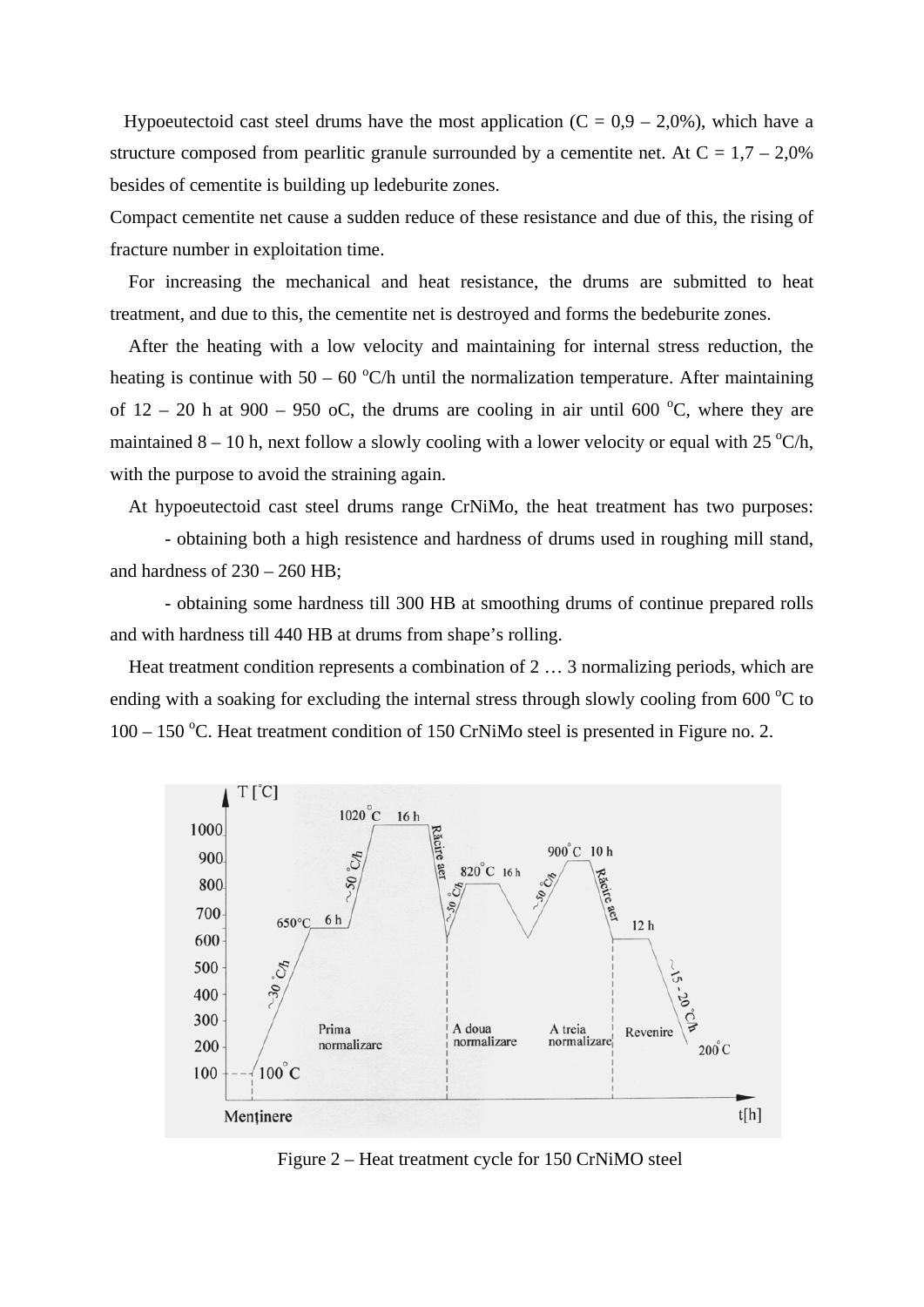Hypoeutectoid cast steel drums have the most application (C = 0,9 – 2,0%), which have a structure composed from pearlitic granule surrounded by a cementite net. At C = 1,7 – 2,0% besides of cementite is building up ledeburite zones.

Compact cementite net cause a sudden reduce of these resistance and due of this, the rising of fracture number in exploitation time.

For increasing the mechanical and heat resistance, the drums are submitted to heat treatment, and due to this, the cementite net is destroyed and forms the bedeburite zones.

After the heating with a low velocity and maintaining for internal stress reduction, the heating is continue with 50 – 60 $^{o}$C/h until the normalization temperature. After maintaining of 12 – 20 h at 900 – 950 oC, the drums are cooling in air until 600 $^{o}$C, where they are maintained 8 – 10 h, next follow a slowly cooling with a lower velocity or equal with 25 $^{o}$C/h, with the purpose to avoid the straining again.

At hypoeutectoid cast steel drums range CrNiMo, the heat treatment has two purposes:

- obtaining both a high resistence and hardness of drums used in roughing mill stand, and hardness of 230 – 260 HB;
- obtaining some hardness till 300 HB at smoothing drums of continue prepared rolls and with hardness till 440 HB at drums from shape's rolling.

Heat treatment condition represents a combination of 2 … 3 normalizing periods, which are ending with a soaking for excluding the internal stress through slowly cooling from 600 $^{o}$C to 100 – 150 $^{o}$C. Heat treatment condition of 150 CrNiMo steel is presented in Figure no. 2.

Figure 2 – Heat treatment cycle for 150 CrNiMO steel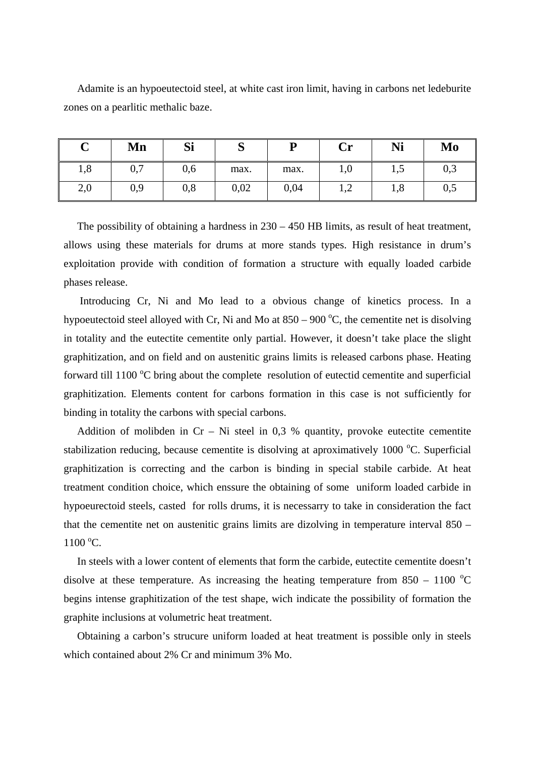Adamite is an hypoeutectoid steel, at white cast iron limit, having in carbons net ledeburite zones on a pearlitic methalic baze.

| C | Mn | Si | S | P | Cr | Ni | Mo |
|---|---|---|---|---|---|---|---|
| 1,8 | 0,7 | 0,6 | max. | max. | 1,0 | 1,5 | 0,3 |
| 2,0 | 0,9 | 0,8 | 0,02 | 0,04 | 1,2 | 1,8 | 0,5 |

The possibility of obtaining a hardness in 230 – 450 HB limits, as result of heat treatment, allows using these materials for drums at more stands types. High resistance in drum's exploitation provide with condition of formation a structure with equally loaded carbide phases release.

Introducing Cr, Ni and Mo lead to a obvious change of kinetics process. In a hypoeutectoid steel alloyed with Cr, Ni and Mo at 850 – 900 $^{o}$C, the cementite net is disolving in totality and the eutectite cementite only partial. However, it doesn't take place the slight graphitization, and on field and on austenitic grains limits is released carbons phase. Heating forward till 1100 $^{o}$C bring about the complete resolution of eutectid cementite and superficial graphitization. Elements content for carbons formation in this case is not sufficiently for binding in totality the carbons with special carbons.

Addition of molibden in Cr – Ni steel in 0,3 % quantity, provoke eutectite cementite stabilization reducing, because cementite is disolving at aproximatively 1000 $^{o}$C. Superficial graphitization is correcting and the carbon is binding in special stabile carbide. At heat treatment condition choice, which enssure the obtaining of some uniform loaded carbide in hypoeurectoid steels, casted for rolls drums, it is necessarry to take in consideration the fact that the cementite net on austenitic grains limits are dizolving in temperature interval 850 – 1100 $^{o}$C.

In steels with a lower content of elements that form the carbide, eutectite cementite doesn't disolve at these temperature. As increasing the heating temperature from 850 – 1100 $^{o}$C begins intense graphitization of the test shape, wich indicate the possibility of formation the graphite inclusions at volumetric heat treatment.

Obtaining a carbon's strucure uniform loaded at heat treatment is possible only in steels which contained about 2% Cr and minimum 3% Mo.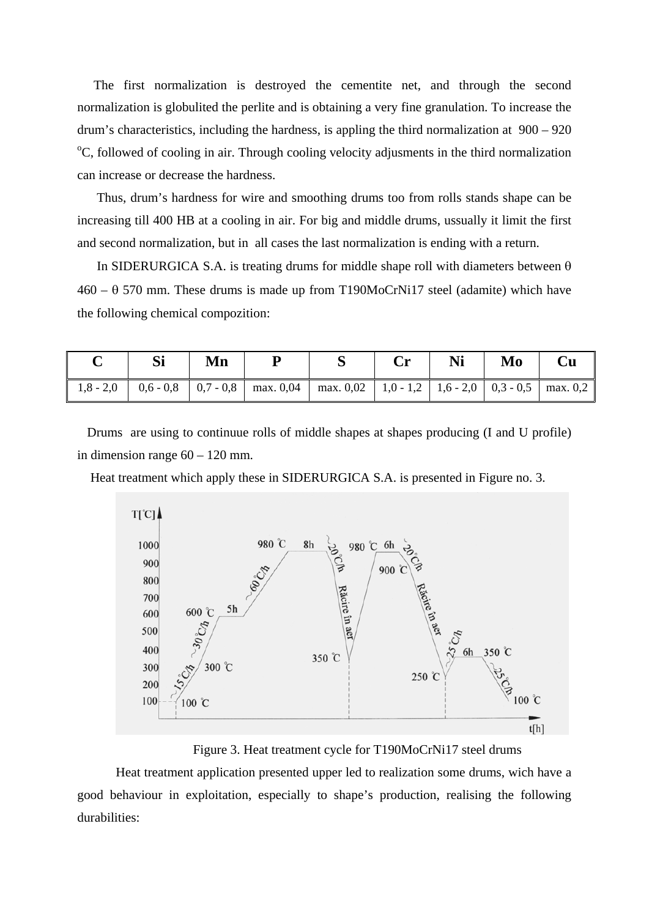The first normalization is destroyed the cementite net, and through the second normalization is globulited the perlite and is obtaining a very fine granulation. To increase the drum's characteristics, including the hardness, is appling the third normalization at 900 – 920 $^{o}$C, followed of cooling in air. Through cooling velocity adjusments in the third normalization can increase or decrease the hardness.

Thus, drum's hardness for wire and smoothing drums too from rolls stands shape can be increasing till 400 HB at a cooling in air. For big and middle drums, ussually it limit the first and second normalization, but in all cases the last normalization is ending with a return.

In SIDERURGICA S.A. is treating drums for middle shape roll with diameters between θ 460 – θ 570 mm. These drums is made up from T190MoCrNi17 steel (adamite) which have the following chemical compozition:

| C | Si | Mn | P | S | Cr | Ni | Mo | Cu |
|---|---|---|---|---|---|---|---|---|
| 1,8 - 2,0 | 0,6 - 0,8 | 0,7 - 0,8 | max. 0,04 | max. 0,02 | 1,0 - 1,2 | 1,6 - 2,0 | 0,3 - 0,5 | max. 0,2 |

Drums are using to continuue rolls of middle shapes at shapes producing (I and U profile) in dimension range 60 – 120 mm.

Heat treatment which apply these in SIDERURGICA S.A. is presented in Figure no. 3.

Figure 3. Heat treatment cycle for T190MoCrNi17 steel drums

Heat treatment application presented upper led to realization some drums, wich have a good behaviour in exploitation, especially to shape's production, realising the following durabilities: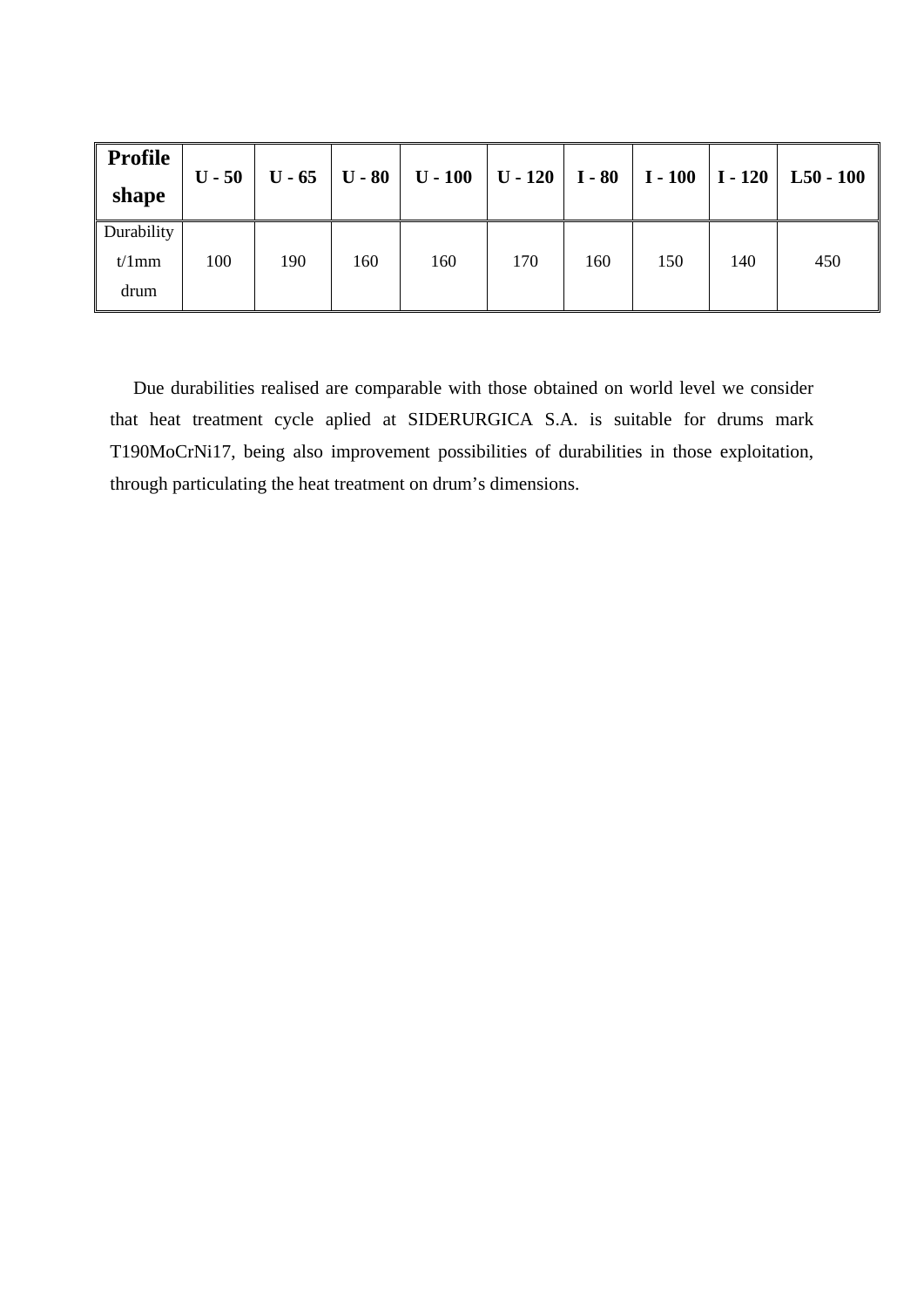| **Profile shape** | **U - 50** | **U - 65** | **U - 80** | **U - 100** | **U - 120** | **I - 80** | **I - 100** | **I - 120** | **L50 - 100** |
|---|---|---|---|---|---|---|---|---|---|
| Durability t/1mm drum | 100 | 190 | 160 | 160 | 170 | 160 | 150 | 140 | 450 |

Due durabilities realised are comparable with those obtained on world level we consider that heat treatment cycle aplied at SIDERURGICA S.A. is suitable for drums mark T190MoCrNi17, being also improvement possibilities of durabilities in those exploitation, through particulating the heat treatment on drum's dimensions.